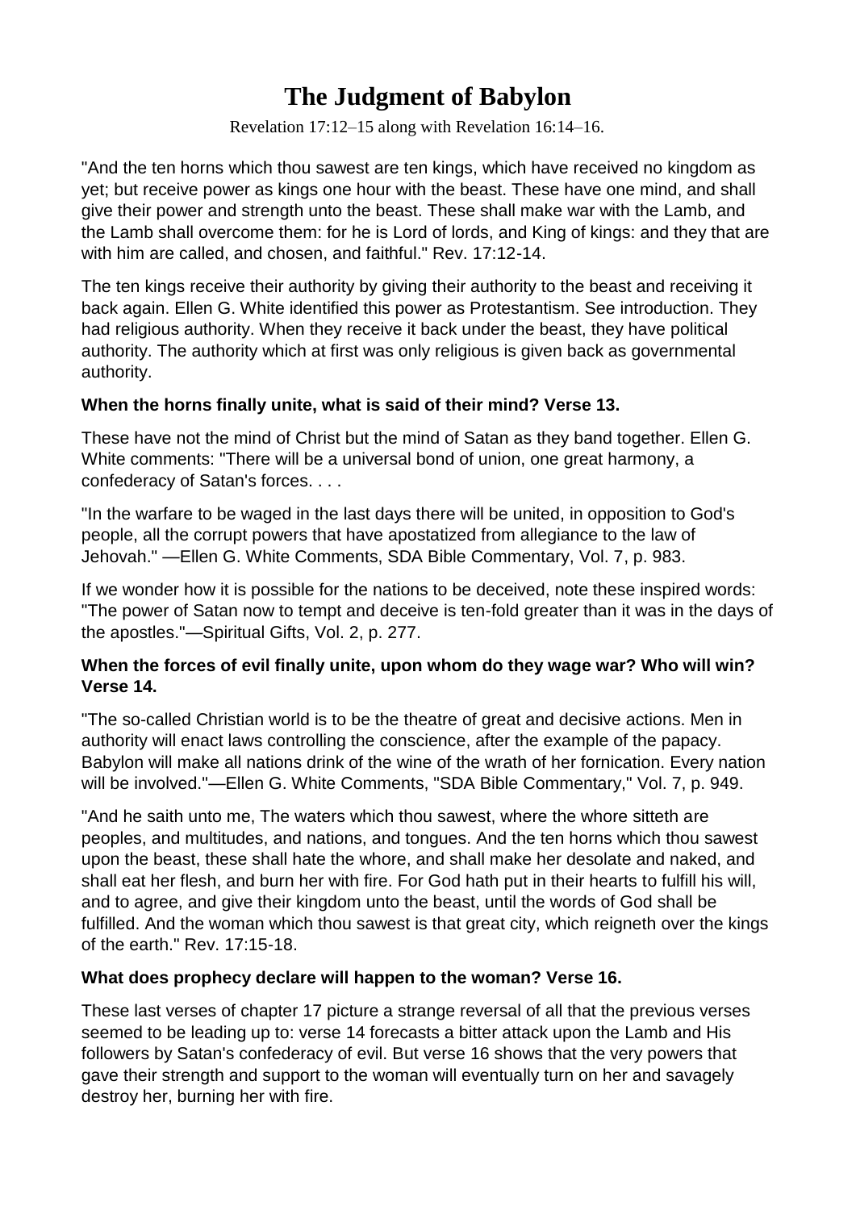# The Judgment of Babylon

Revelation 17:12–15 along with Revelation 16:14–16.

"And the ten horns which thou sawest are ten kings, which have received no kingdom as yet; but receive power as kings one hour with the beast. These have one mind, and shall give their power and strength unto the beast. These shall make war with the Lamb, and the Lamb shall overcome them: for he is Lord of lords, and King of kings: and they that are with him are called, and chosen, and faithful." Rev. 17:12-14.

The ten kings receive their authority by giving their authority to the beast and receiving it back again. Ellen G. White identified this power as Protestantism. See introduction. They had religious authority. When they receive it back under the beast, they have political authority. The authority which at first was only religious is given back as governmental authority.

**When the horns finally unite, what is said of their mind? Verse 13.**

These have not the mind of Christ but the mind of Satan as they band together. Ellen G. White comments: "There will be a universal bond of union, one great harmony, a confederacy of Satan's forces. . . .

"In the warfare to be waged in the last days there will be united, in opposition to God's people, all the corrupt powers that have apostatized from allegiance to the law of Jehovah." —Ellen G. White Comments, SDA Bible Commentary, Vol. 7, p. 983.

If we wonder how it is possible for the nations to be deceived, note these inspired words: "The power of Satan now to tempt and deceive is ten-fold greater than it was in the days of the apostles."—Spiritual Gifts, Vol. 2, p. 277.

**When the forces of evil finally unite, upon whom do they wage war? Who will win? Verse 14.**

"The so-called Christian world is to be the theatre of great and decisive actions. Men in authority will enact laws controlling the conscience, after the example of the papacy. Babylon will make all nations drink of the wine of the wrath of her fornication. Every nation will be involved."—Ellen G. White Comments, "SDA Bible Commentary," Vol. 7, p. 949.

"And he saith unto me, The waters which thou sawest, where the whore sitteth are peoples, and multitudes, and nations, and tongues. And the ten horns which thou sawest upon the beast, these shall hate the whore, and shall make her desolate and naked, and shall eat her flesh, and burn her with fire. For God hath put in their hearts to fulfill his will, and to agree, and give their kingdom unto the beast, until the words of God shall be fulfilled. And the woman which thou sawest is that great city, which reigneth over the kings of the earth." Rev. 17:15-18.

**What does prophecy declare will happen to the woman? Verse 16.**

These last verses of chapter 17 picture a strange reversal of all that the previous verses seemed to be leading up to: verse 14 forecasts a bitter attack upon the Lamb and His followers by Satan's confederacy of evil. But verse 16 shows that the very powers that gave their strength and support to the woman will eventually turn on her and savagely destroy her, burning her with fire.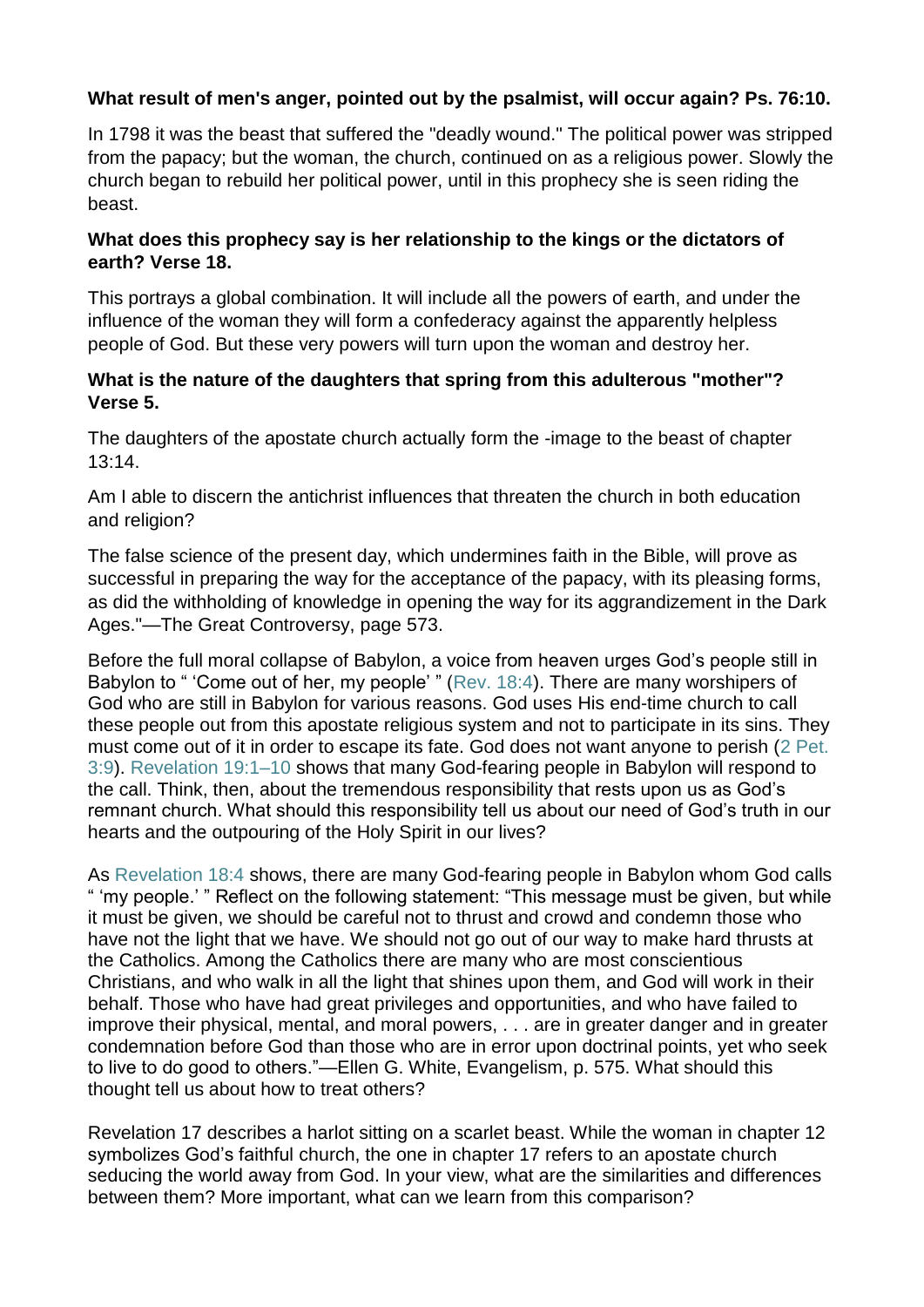**What result of men's anger, pointed out by the psalmist, will occur again? Ps. 76:10.**

In 1798 it was the beast that suffered the "deadly wound." The political power was stripped from the papacy; but the woman, the church, continued on as a religious power. Slowly the church began to rebuild her political power, until in this prophecy she is seen riding the beast.

**What does this prophecy say is her relationship to the kings or the dictators of earth? Verse 18.**

This portrays a global combination. It will include all the powers of earth, and under the influence of the woman they will form a confederacy against the apparently helpless people of God. But these very powers will turn upon the woman and destroy her.

**What is the nature of the daughters that spring from this adulterous "mother"? Verse 5.**

The daughters of the apostate church actually form the -image to the beast of chapter 13:14.

Am I able to discern the antichrist influences that threaten the church in both education and religion?

The false science of the present day, which undermines faith in the Bible, will prove as successful in preparing the way for the acceptance of the papacy, with its pleasing forms, as did the withholding of knowledge in opening the way for its aggrandizement in the Dark Ages."—The Great Controversy, page 573.

Before the full moral collapse of Babylon, a voice from heaven urges God's people still in Babylon to " 'Come out of her, my people' " (Rev. 18:4). There are many worshipers of God who are still in Babylon for various reasons. God uses His end-time church to call these people out from this apostate religious system and not to participate in its sins. They must come out of it in order to escape its fate. God does not want anyone to perish (2 Pet. 3:9). Revelation 19:1–10 shows that many God-fearing people in Babylon will respond to the call. Think, then, about the tremendous responsibility that rests upon us as God's remnant church. What should this responsibility tell us about our need of God's truth in our hearts and the outpouring of the Holy Spirit in our lives?

As Revelation 18:4 shows, there are many God-fearing people in Babylon whom God calls " 'my people.' " Reflect on the following statement: "This message must be given, but while it must be given, we should be careful not to thrust and crowd and condemn those who have not the light that we have. We should not go out of our way to make hard thrusts at the Catholics. Among the Catholics there are many who are most conscientious Christians, and who walk in all the light that shines upon them, and God will work in their behalf. Those who have had great privileges and opportunities, and who have failed to improve their physical, mental, and moral powers, . . . are in greater danger and in greater condemnation before God than those who are in error upon doctrinal points, yet who seek to live to do good to others."—Ellen G. White, Evangelism, p. 575. What should this thought tell us about how to treat others?

Revelation 17 describes a harlot sitting on a scarlet beast. While the woman in chapter 12 symbolizes God's faithful church, the one in chapter 17 refers to an apostate church seducing the world away from God. In your view, what are the similarities and differences between them? More important, what can we learn from this comparison?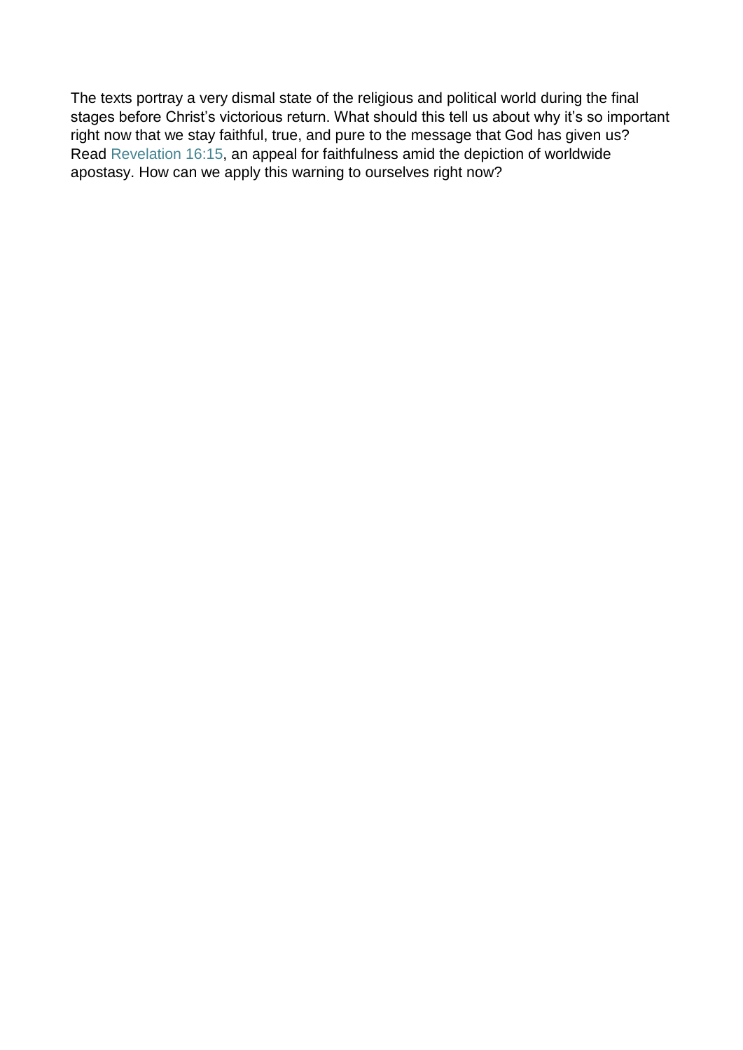The texts portray a very dismal state of the religious and political world during the final stages before Christ's victorious return. What should this tell us about why it's so important right now that we stay faithful, true, and pure to the message that God has given us? Read Revelation 16:15, an appeal for faithfulness amid the depiction of worldwide apostasy. How can we apply this warning to ourselves right now?